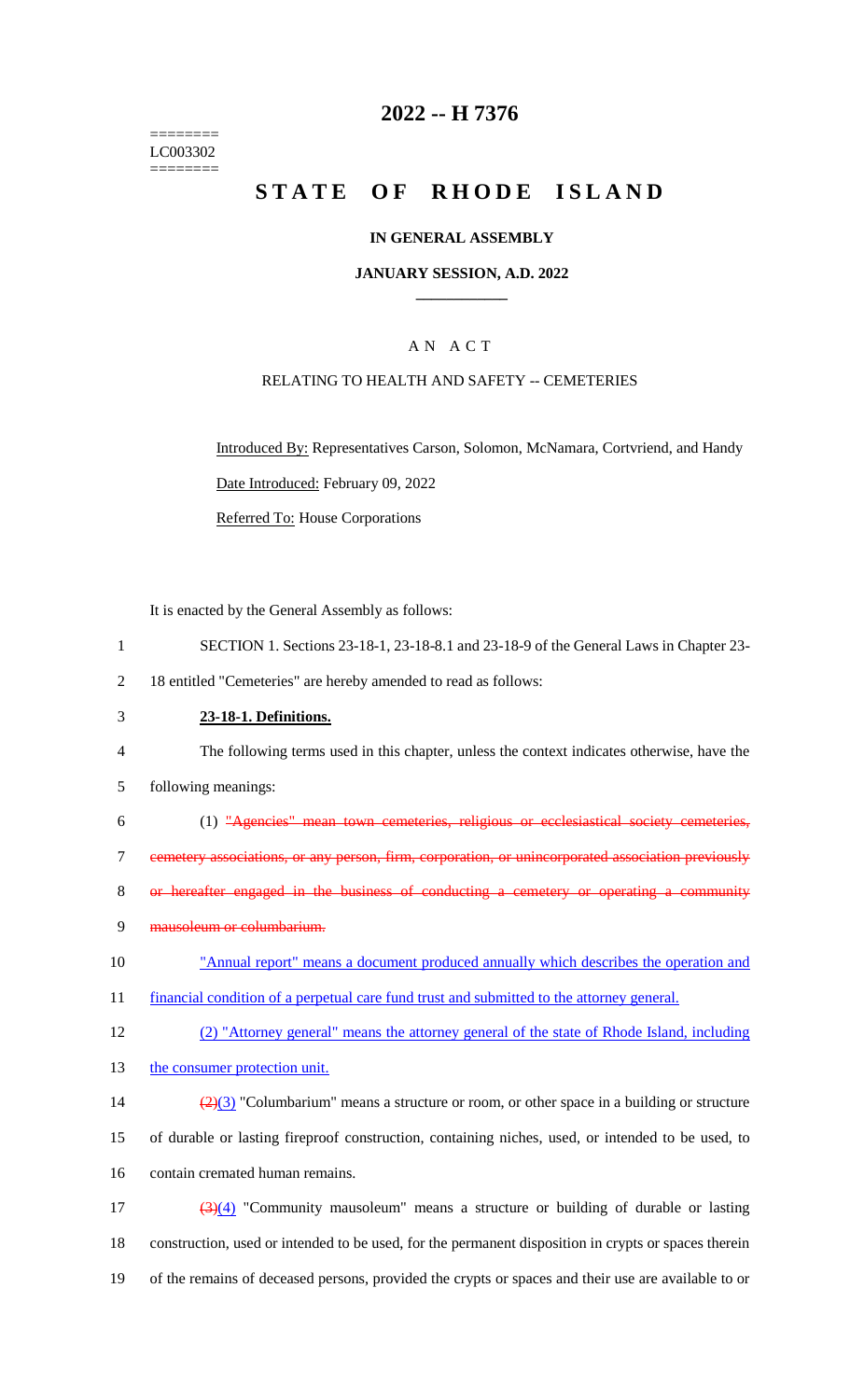========
LC003302
========

# 2022 -- H 7376

# STATE OF RHODE ISLAND

**IN GENERAL ASSEMBLY**

**JANUARY SESSION, A.D. 2022**

A N A C T

RELATING TO HEALTH AND SAFETY -- CEMETERIES

Introduced By: Representatives Carson, Solomon, McNamara, Cortvriend, and Handy

Date Introduced: February 09, 2022

Referred To: House Corporations

It is enacted by the General Assembly as follows:

1 SECTION 1. Sections 23-18-1, 23-18-8.1 and 23-18-9 of the General Laws in Chapter 23-
2 18 entitled "Cemeteries" are hereby amended to read as follows:

3 **23-18-1. Definitions.**

4 The following terms used in this chapter, unless the context indicates otherwise, have the
5 following meanings:

6 (1) ~~"Agencies" mean town cemeteries, religious or ecclesiastical society cemeteries,~~
7 ~~cemetery associations, or any person, firm, corporation, or unincorporated association previously~~
8 ~~or hereafter engaged in the business of conducting a cemetery or operating a community~~
9 ~~mausoleum or columbarium.~~

10 "Annual report" means a document produced annually which describes the operation and
11 financial condition of a perpetual care fund trust and submitted to the attorney general.

12 (2) "Attorney general" means the attorney general of the state of Rhode Island, including
13 the consumer protection unit.

14 ~~(2)~~(3) "Columbarium" means a structure or room, or other space in a building or structure
15 of durable or lasting fireproof construction, containing niches, used, or intended to be used, to
16 contain cremated human remains.

17 ~~(3)~~(4) "Community mausoleum" means a structure or building of durable or lasting
18 construction, used or intended to be used, for the permanent disposition in crypts or spaces therein
19 of the remains of deceased persons, provided the crypts or spaces and their use are available to or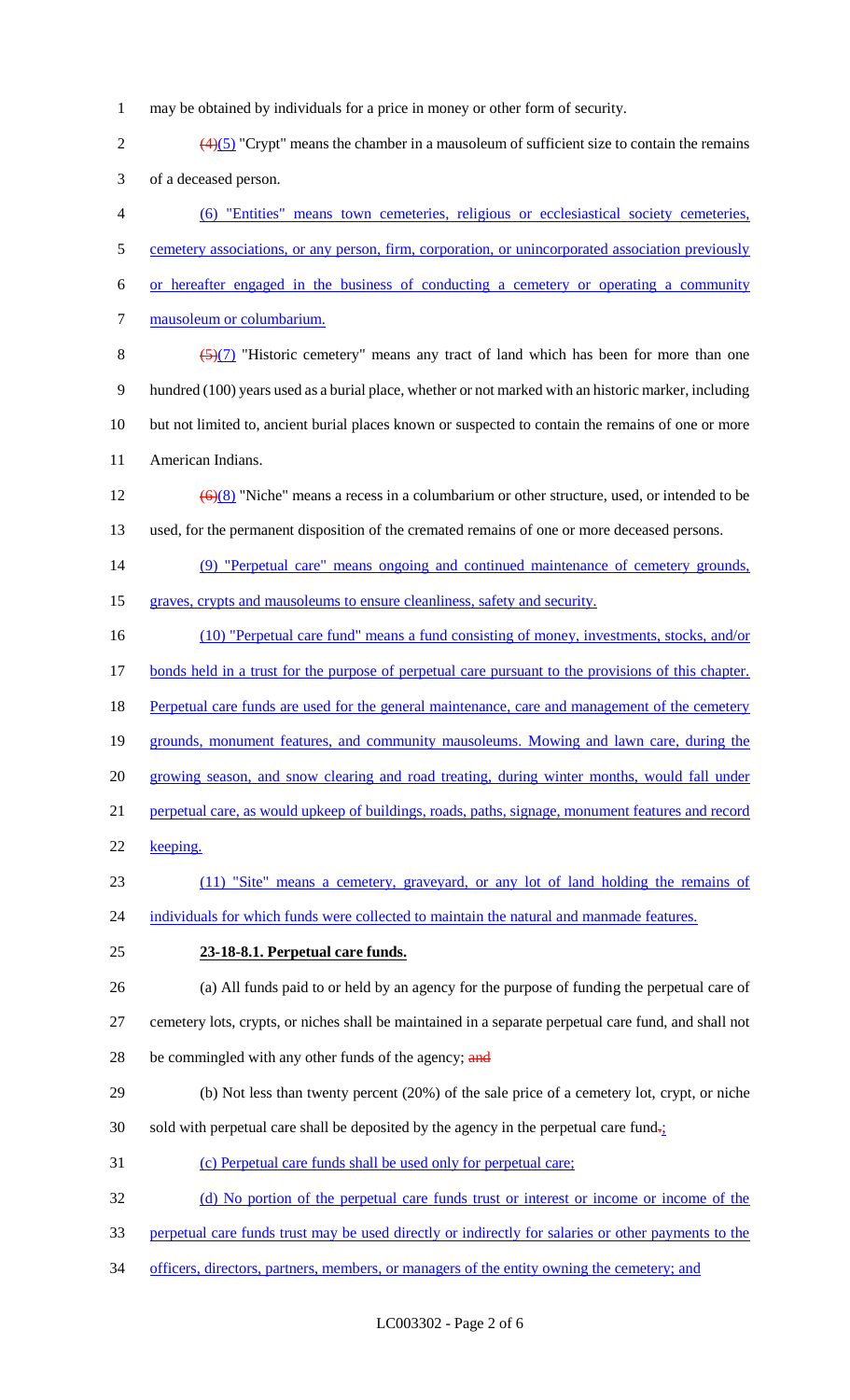may be obtained by individuals for a price in money or other form of security.

(4)(5) "Crypt" means the chamber in a mausoleum of sufficient size to contain the remains of a deceased person.

(6) "Entities" means town cemeteries, religious or ecclesiastical society cemeteries, cemetery associations, or any person, firm, corporation, or unincorporated association previously or hereafter engaged in the business of conducting a cemetery or operating a community mausoleum or columbarium.

(5)(7) "Historic cemetery" means any tract of land which has been for more than one hundred (100) years used as a burial place, whether or not marked with an historic marker, including but not limited to, ancient burial places known or suspected to contain the remains of one or more American Indians.

(6)(8) "Niche" means a recess in a columbarium or other structure, used, or intended to be used, for the permanent disposition of the cremated remains of one or more deceased persons.

(9) "Perpetual care" means ongoing and continued maintenance of cemetery grounds, graves, crypts and mausoleums to ensure cleanliness, safety and security.

(10) "Perpetual care fund" means a fund consisting of money, investments, stocks, and/or bonds held in a trust for the purpose of perpetual care pursuant to the provisions of this chapter. Perpetual care funds are used for the general maintenance, care and management of the cemetery grounds, monument features, and community mausoleums. Mowing and lawn care, during the growing season, and snow clearing and road treating, during winter months, would fall under perpetual care, as would upkeep of buildings, roads, paths, signage, monument features and record keeping.

(11) "Site" means a cemetery, graveyard, or any lot of land holding the remains of individuals for which funds were collected to maintain the natural and manmade features.

**23-18-8.1. Perpetual care funds.**

(a) All funds paid to or held by an agency for the purpose of funding the perpetual care of cemetery lots, crypts, or niches shall be maintained in a separate perpetual care fund, and shall not be commingled with any other funds of the agency; and

(b) Not less than twenty percent (20%) of the sale price of a cemetery lot, crypt, or niche sold with perpetual care shall be deposited by the agency in the perpetual care fund.;

(c) Perpetual care funds shall be used only for perpetual care;

(d) No portion of the perpetual care funds trust or interest or income or income of the perpetual care funds trust may be used directly or indirectly for salaries or other payments to the officers, directors, partners, members, or managers of the entity owning the cemetery; and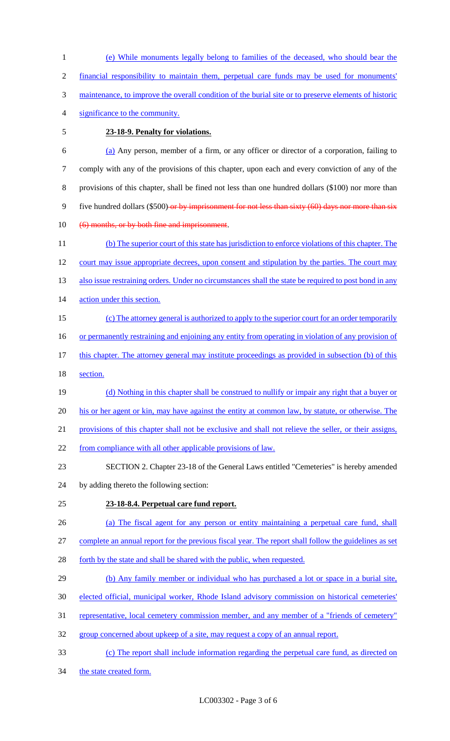(e) While monuments legally belong to families of the deceased, who should bear the financial responsibility to maintain them, perpetual care funds may be used for monuments' maintenance, to improve the overall condition of the burial site or to preserve elements of historic significance to the community.

**23-18-9. Penalty for violations.**

(a) Any person, member of a firm, or any officer or director of a corporation, failing to comply with any of the provisions of this chapter, upon each and every conviction of any of the provisions of this chapter, shall be fined not less than one hundred dollars ($100) nor more than five hundred dollars ($500) ~~or by imprisonment for not less than sixty (60) days nor more than six (6) months, or by both fine and imprisonment~~.

(b) The superior court of this state has jurisdiction to enforce violations of this chapter. The court may issue appropriate decrees, upon consent and stipulation by the parties. The court may also issue restraining orders. Under no circumstances shall the state be required to post bond in any action under this section.

(c) The attorney general is authorized to apply to the superior court for an order temporarily or permanently restraining and enjoining any entity from operating in violation of any provision of this chapter. The attorney general may institute proceedings as provided in subsection (b) of this section.

(d) Nothing in this chapter shall be construed to nullify or impair any right that a buyer or his or her agent or kin, may have against the entity at common law, by statute, or otherwise. The provisions of this chapter shall not be exclusive and shall not relieve the seller, or their assigns, from compliance with all other applicable provisions of law.

SECTION 2. Chapter 23-18 of the General Laws entitled "Cemeteries" is hereby amended by adding thereto the following section:

**23-18-8.4. Perpetual care fund report.**

(a) The fiscal agent for any person or entity maintaining a perpetual care fund, shall complete an annual report for the previous fiscal year. The report shall follow the guidelines as set forth by the state and shall be shared with the public, when requested.

(b) Any family member or individual who has purchased a lot or space in a burial site, elected official, municipal worker, Rhode Island advisory commission on historical cemeteries' representative, local cemetery commission member, and any member of a "friends of cemetery" group concerned about upkeep of a site, may request a copy of an annual report.

(c) The report shall include information regarding the perpetual care fund, as directed on the state created form.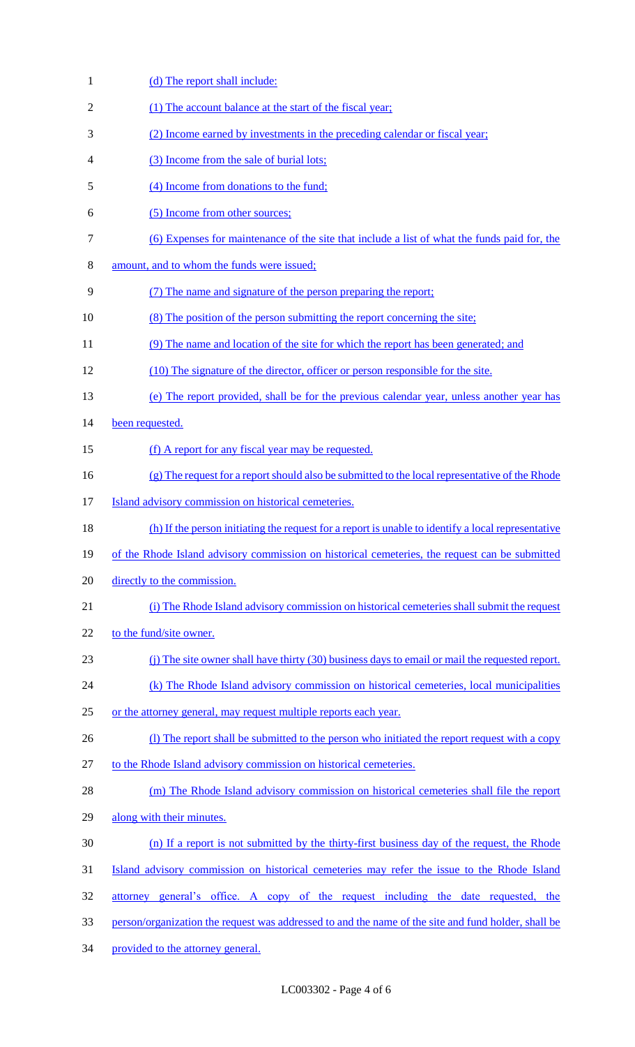(d) The report shall include:

(1) The account balance at the start of the fiscal year;

(2) Income earned by investments in the preceding calendar or fiscal year;

(3) Income from the sale of burial lots;

(4) Income from donations to the fund;

(5) Income from other sources;

(6) Expenses for maintenance of the site that include a list of what the funds paid for, the amount, and to whom the funds were issued;

(7) The name and signature of the person preparing the report;

(8) The position of the person submitting the report concerning the site;

(9) The name and location of the site for which the report has been generated; and

(10) The signature of the director, officer or person responsible for the site.

(e) The report provided, shall be for the previous calendar year, unless another year has been requested.

(f) A report for any fiscal year may be requested.

(g) The request for a report should also be submitted to the local representative of the Rhode Island advisory commission on historical cemeteries.

(h) If the person initiating the request for a report is unable to identify a local representative of the Rhode Island advisory commission on historical cemeteries, the request can be submitted directly to the commission.

(i) The Rhode Island advisory commission on historical cemeteries shall submit the request to the fund/site owner.

(j) The site owner shall have thirty (30) business days to email or mail the requested report.

(k) The Rhode Island advisory commission on historical cemeteries, local municipalities or the attorney general, may request multiple reports each year.

(l) The report shall be submitted to the person who initiated the report request with a copy to the Rhode Island advisory commission on historical cemeteries.

(m) The Rhode Island advisory commission on historical cemeteries shall file the report along with their minutes.

(n) If a report is not submitted by the thirty-first business day of the request, the Rhode Island advisory commission on historical cemeteries may refer the issue to the Rhode Island attorney general's office. A copy of the request including the date requested, the person/organization the request was addressed to and the name of the site and fund holder, shall be provided to the attorney general.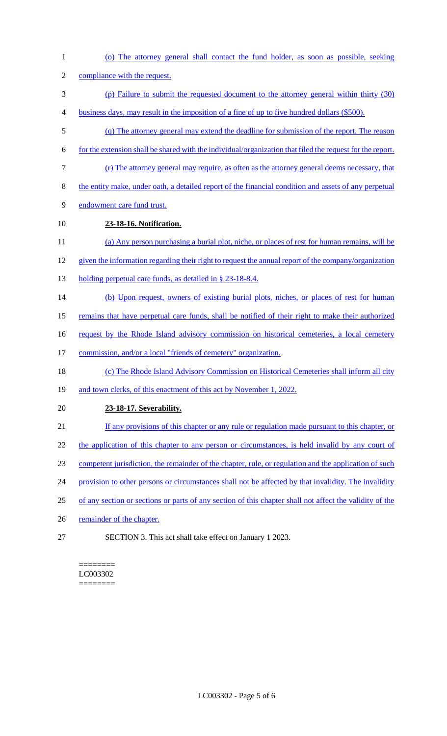(o) The attorney general shall contact the fund holder, as soon as possible, seeking compliance with the request.

(p) Failure to submit the requested document to the attorney general within thirty (30) business days, may result in the imposition of a fine of up to five hundred dollars ($500).

(q) The attorney general may extend the deadline for submission of the report. The reason for the extension shall be shared with the individual/organization that filed the request for the report.

(r) The attorney general may require, as often as the attorney general deems necessary, that the entity make, under oath, a detailed report of the financial condition and assets of any perpetual endowment care fund trust.

**23-18-16. Notification.**

(a) Any person purchasing a burial plot, niche, or places of rest for human remains, will be given the information regarding their right to request the annual report of the company/organization holding perpetual care funds, as detailed in § 23-18-8.4.

(b) Upon request, owners of existing burial plots, niches, or places of rest for human remains that have perpetual care funds, shall be notified of their right to make their authorized request by the Rhode Island advisory commission on historical cemeteries, a local cemetery commission, and/or a local "friends of cemetery" organization.

(c) The Rhode Island Advisory Commission on Historical Cemeteries shall inform all city and town clerks, of this enactment of this act by November 1, 2022.

**23-18-17. Severability.**

If any provisions of this chapter or any rule or regulation made pursuant to this chapter, or the application of this chapter to any person or circumstances, is held invalid by any court of competent jurisdiction, the remainder of the chapter, rule, or regulation and the application of such provision to other persons or circumstances shall not be affected by that invalidity. The invalidity of any section or sections or parts of any section of this chapter shall not affect the validity of the remainder of the chapter.

SECTION 3. This act shall take effect on January 1 2023.

========
LC003302
========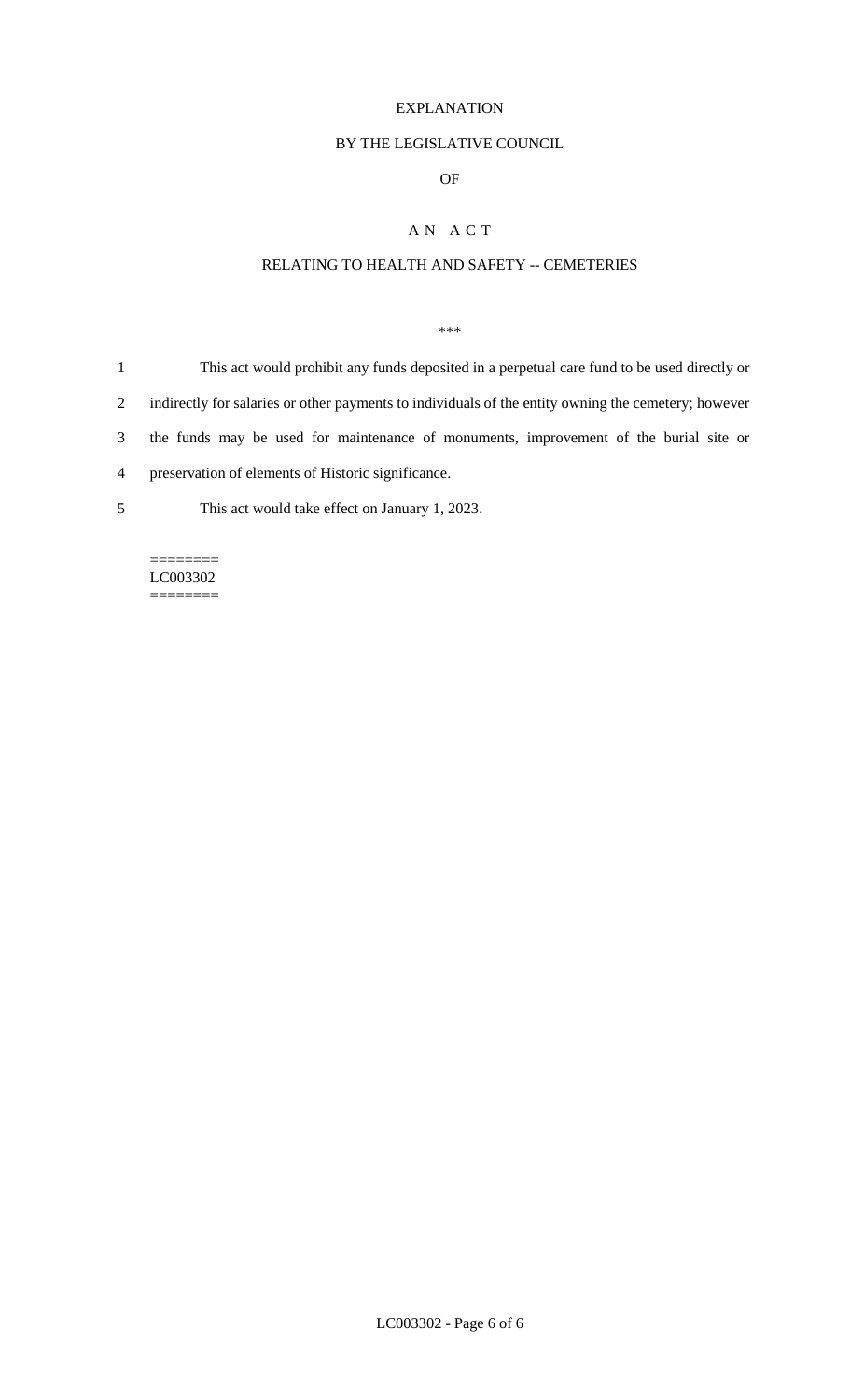EXPLANATION

BY THE LEGISLATIVE COUNCIL

OF

A N A C T

RELATING TO HEALTH AND SAFETY -- CEMETERIES

\*\*\*

This act would prohibit any funds deposited in a perpetual care fund to be used directly or indirectly for salaries or other payments to individuals of the entity owning the cemetery; however the funds may be used for maintenance of monuments, improvement of the burial site or preservation of elements of Historic significance.

This act would take effect on January 1, 2023.

========
LC003302
========